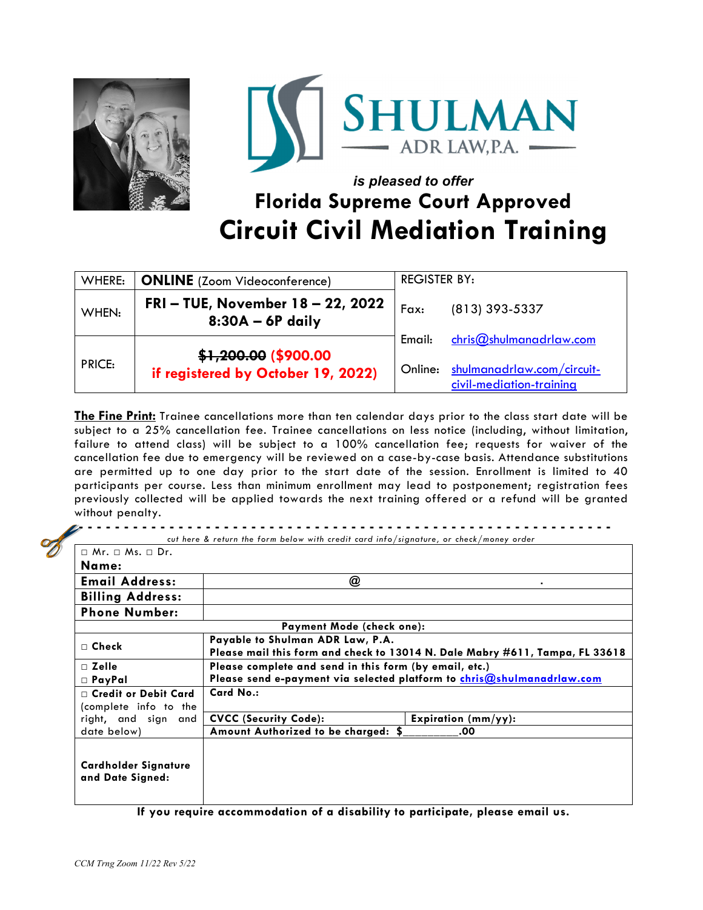SHULMAN
ADR LAW, P.A.

*is pleased to offer*

# Florida Supreme Court Approved

# Circuit Civil Mediation Training

| WHERE: | **ONLINE** (Zoom Videoconference) | REGISTER BY: | |
|---|---|---|---|
| WHEN: | **FRI – TUE, November 18 – 22, 2022 8:30A – 6P daily** | Fax: | (813) 393-5337 |
| PRICE: | ~~$1,200.00~~ **($900.00 if registered by October 19, 2022)** | Email: | chris@shulmanadrlaw.com |
| | | Online: | shulmanadrlaw.com/circuit-civil-mediation-training |

**The Fine Print:** Trainee cancellations more than ten calendar days prior to the class start date will be subject to a 25% cancellation fee. Trainee cancellations on less notice (including, without limitation, failure to attend class) will be subject to a 100% cancellation fee; requests for waiver of the cancellation fee due to emergency will be reviewed on a case-by-case basis. Attendance substitutions are permitted up to one day prior to the start date of the session. Enrollment is limited to 40 participants per course. Less than minimum enrollment may lead to postponement; registration fees previously collected will be applied towards the next training offered or a refund will be granted without penalty.

*cut here & return the form below with credit card info/signature, or check/money order*

| □ Mr. □ Ms. □ Dr. **Name:** | | |
|---|---|---|
| **Email Address:** | @ . | |
| **Billing Address:** | | |
| **Phone Number:** | | |
| **Payment Mode (check one):** | | |
| □ **Check** | **Payable to Shulman ADR Law, P.A. Please mail this form and check to 13014 N. Dale Mabry #611, Tampa, FL 33618** | |
| □ **Zelle** □ **PayPal** | **Please complete and send in this form (by email, etc.) Please send e-payment via selected platform to chris@shulmanadrlaw.com** | |
| □ **Credit or Debit Card** (complete info to the right, and sign and date below) | **Card No.:** | |
| | **CVCC (Security Code):** | **Expiration (mm/yy):** |
| | **Amount Authorized to be charged: $________.00** | |
| **Cardholder Signature and Date Signed:** | | |

**If you require accommodation of a disability to participate, please email us.**

*CCM Trng Zoom 11/22 Rev 5/22*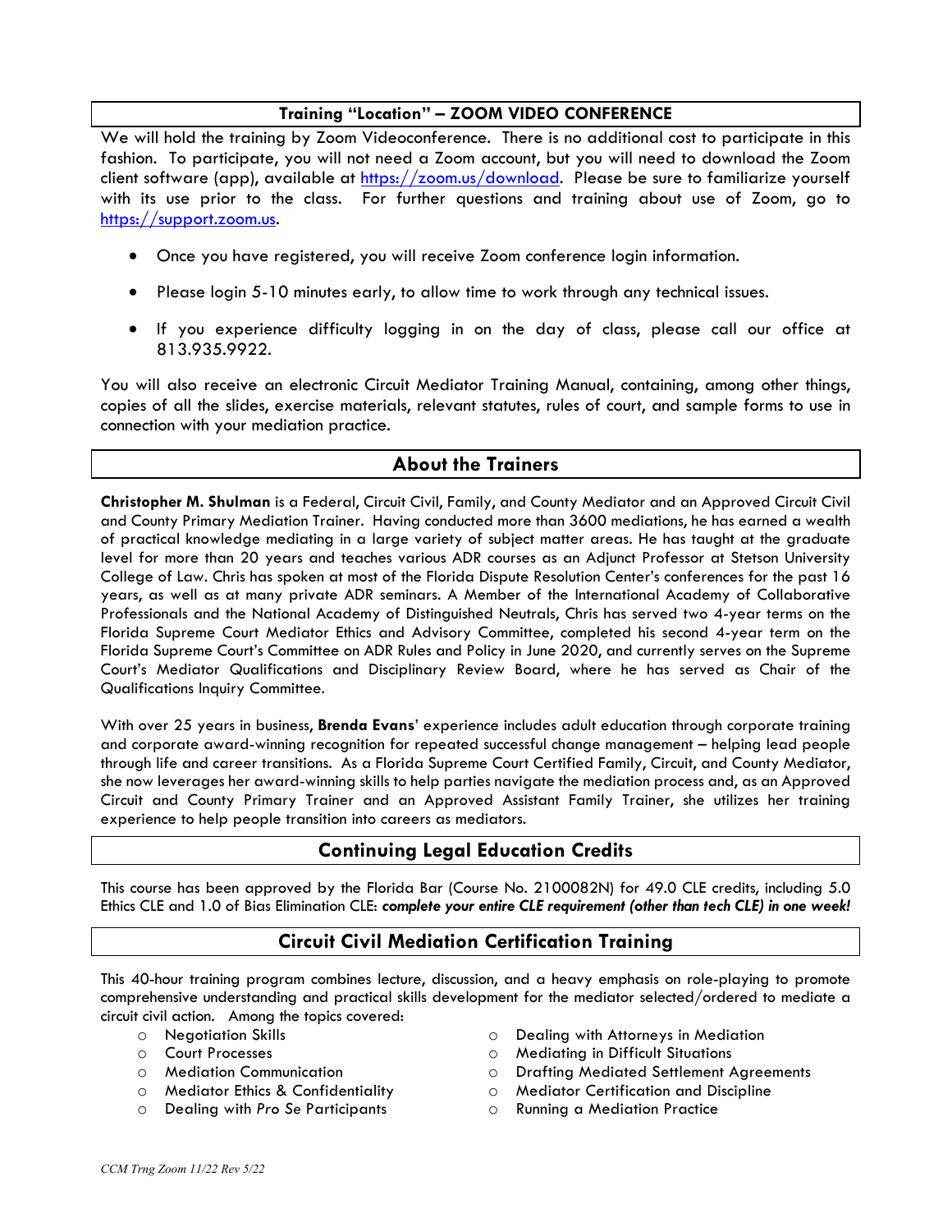## Training "Location" – ZOOM VIDEO CONFERENCE

We will hold the training by Zoom Videoconference. There is no additional cost to participate in this fashion. To participate, you will not need a Zoom account, but you will need to download the Zoom client software (app), available at https://zoom.us/download. Please be sure to familiarize yourself with its use prior to the class. For further questions and training about use of Zoom, go to https://support.zoom.us.

- Once you have registered, you will receive Zoom conference login information.
- Please login 5-10 minutes early, to allow time to work through any technical issues.
- If you experience difficulty logging in on the day of class, please call our office at 813.935.9922.

You will also receive an electronic Circuit Mediator Training Manual, containing, among other things, copies of all the slides, exercise materials, relevant statutes, rules of court, and sample forms to use in connection with your mediation practice.

## About the Trainers

**Christopher M. Shulman** is a Federal, Circuit Civil, Family, and County Mediator and an Approved Circuit Civil and County Primary Mediation Trainer. Having conducted more than 3600 mediations, he has earned a wealth of practical knowledge mediating in a large variety of subject matter areas. He has taught at the graduate level for more than 20 years and teaches various ADR courses as an Adjunct Professor at Stetson University College of Law. Chris has spoken at most of the Florida Dispute Resolution Center's conferences for the past 16 years, as well as at many private ADR seminars. A Member of the International Academy of Collaborative Professionals and the National Academy of Distinguished Neutrals, Chris has served two 4-year terms on the Florida Supreme Court Mediator Ethics and Advisory Committee, completed his second 4-year term on the Florida Supreme Court's Committee on ADR Rules and Policy in June 2020, and currently serves on the Supreme Court's Mediator Qualifications and Disciplinary Review Board, where he has served as Chair of the Qualifications Inquiry Committee.

With over 25 years in business, **Brenda Evans**' experience includes adult education through corporate training and corporate award-winning recognition for repeated successful change management – helping lead people through life and career transitions. As a Florida Supreme Court Certified Family, Circuit, and County Mediator, she now leverages her award-winning skills to help parties navigate the mediation process and, as an Approved Circuit and County Primary Trainer and an Approved Assistant Family Trainer, she utilizes her training experience to help people transition into careers as mediators.

## Continuing Legal Education Credits

This course has been approved by the Florida Bar (Course No. 2100082N) for 49.0 CLE credits, including 5.0 Ethics CLE and 1.0 of Bias Elimination CLE: ***complete your entire CLE requirement (other than tech CLE) in one week!***

## Circuit Civil Mediation Certification Training

This 40-hour training program combines lecture, discussion, and a heavy emphasis on role-playing to promote comprehensive understanding and practical skills development for the mediator selected/ordered to mediate a circuit civil action. Among the topics covered:

- Negotiation Skills
- Court Processes
- Mediation Communication
- Mediator Ethics & Confidentiality
- Dealing with *Pro Se* Participants
- Dealing with Attorneys in Mediation
- Mediating in Difficult Situations
- Drafting Mediated Settlement Agreements
- Mediator Certification and Discipline
- Running a Mediation Practice

*CCM Trng Zoom 11/22 Rev 5/22*